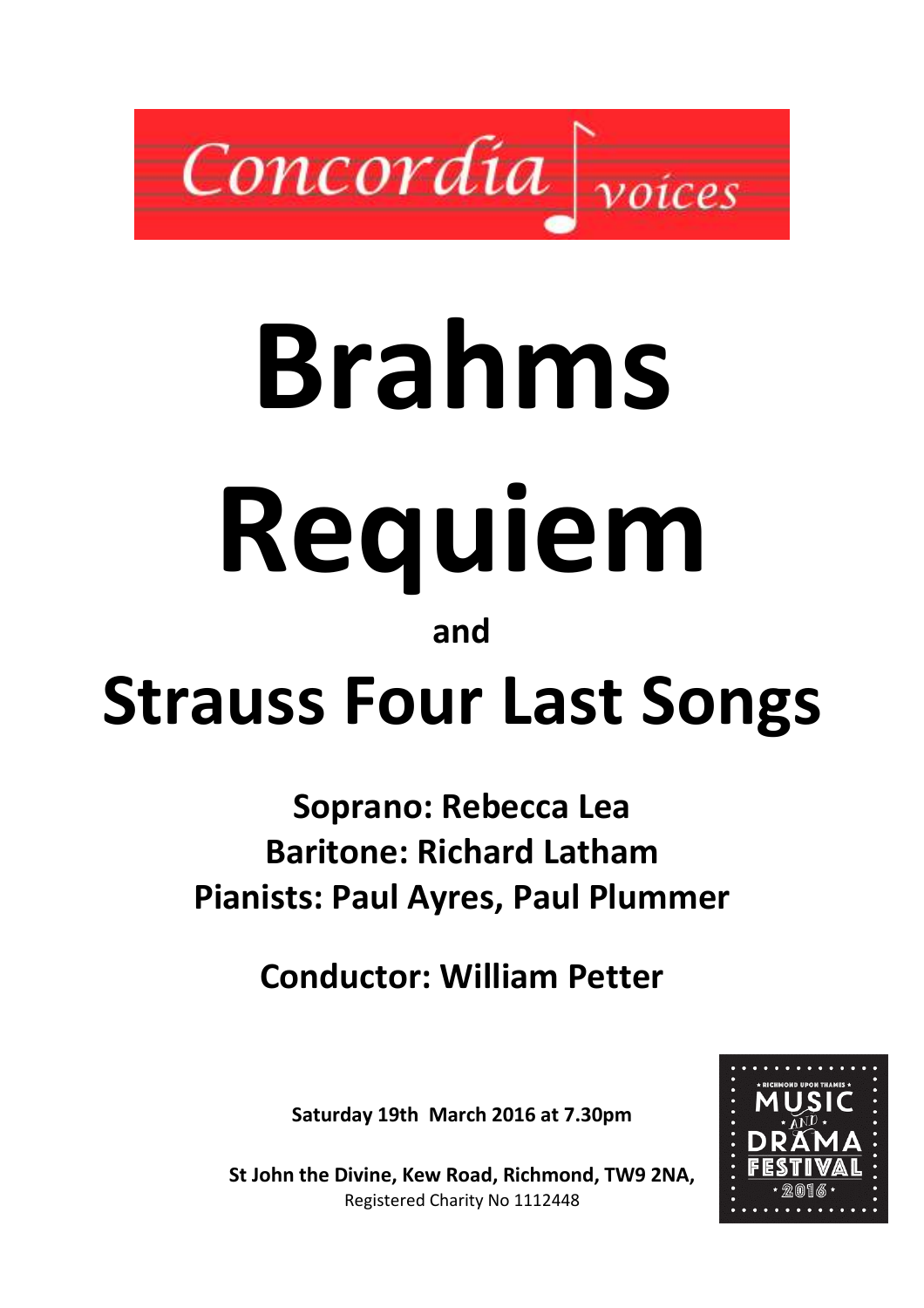Concordia voices

# Brahms Requiem

**and**

# Strauss Four Last Songs

**Soprano: Rebecca Lea**
**Baritone: Richard Latham**
**Pianists: Paul Ayres, Paul Plummer**

**Conductor: William Petter**

**Saturday 19th March 2016 at 7.30pm**

**St John the Divine, Kew Road, Richmond, TW9 2NA,**
Registered Charity No 1112448

RICHMOND UPON THAMES MUSIC AND DRAMA FESTIVAL 2016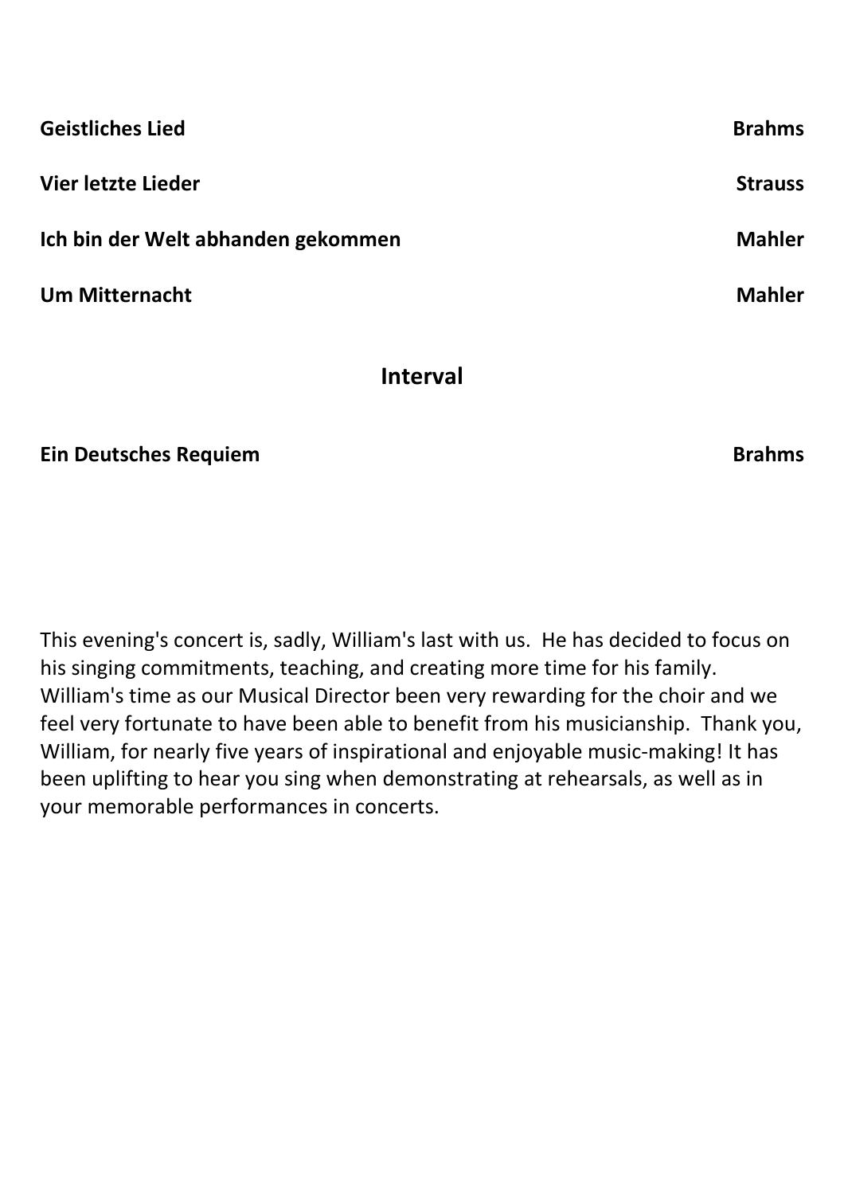| | |
|---|---|
| **Geistliches Lied** | **Brahms** |
| **Vier letzte Lieder** | **Strauss** |
| **Ich bin der Welt abhanden gekommen** | **Mahler** |
| **Um Mitternacht** | **Mahler** |

## Interval

| | |
|---|---|
| **Ein Deutsches Requiem** | **Brahms** |

This evening's concert is, sadly, William's last with us. He has decided to focus on his singing commitments, teaching, and creating more time for his family. William's time as our Musical Director been very rewarding for the choir and we feel very fortunate to have been able to benefit from his musicianship. Thank you, William, for nearly five years of inspirational and enjoyable music-making! It has been uplifting to hear you sing when demonstrating at rehearsals, as well as in your memorable performances in concerts.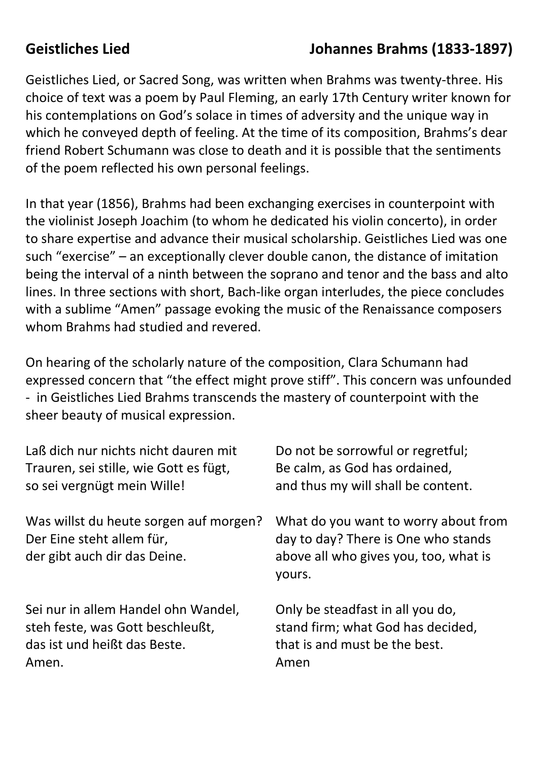## Geistliches Lied — Johannes Brahms (1833-1897)

Geistliches Lied, or Sacred Song, was written when Brahms was twenty-three. His choice of text was a poem by Paul Fleming, an early 17th Century writer known for his contemplations on God's solace in times of adversity and the unique way in which he conveyed depth of feeling. At the time of its composition, Brahms's dear friend Robert Schumann was close to death and it is possible that the sentiments of the poem reflected his own personal feelings.

In that year (1856), Brahms had been exchanging exercises in counterpoint with the violinist Joseph Joachim (to whom he dedicated his violin concerto), in order to share expertise and advance their musical scholarship. Geistliches Lied was one such "exercise" – an exceptionally clever double canon, the distance of imitation being the interval of a ninth between the soprano and tenor and the bass and alto lines. In three sections with short, Bach-like organ interludes, the piece concludes with a sublime "Amen" passage evoking the music of the Renaissance composers whom Brahms had studied and revered.

On hearing of the scholarly nature of the composition, Clara Schumann had expressed concern that "the effect might prove stiff". This concern was unfounded - in Geistliches Lied Brahms transcends the mastery of counterpoint with the sheer beauty of musical expression.

Laß dich nur nichts nicht dauren mit
Trauren, sei stille, wie Gott es fügt,
so sei vergnügt mein Wille!

Do not be sorrowful or regretful;
Be calm, as God has ordained,
and thus my will shall be content.

Was willst du heute sorgen auf morgen?
Der Eine steht allem für,
der gibt auch dir das Deine.

What do you want to worry about from day to day? There is One who stands above all who gives you, too, what is yours.

Sei nur in allem Handel ohn Wandel,
steh feste, was Gott beschleußt,
das ist und heißt das Beste.
Amen.

Only be steadfast in all you do,
stand firm; what God has decided,
that is and must be the best.
Amen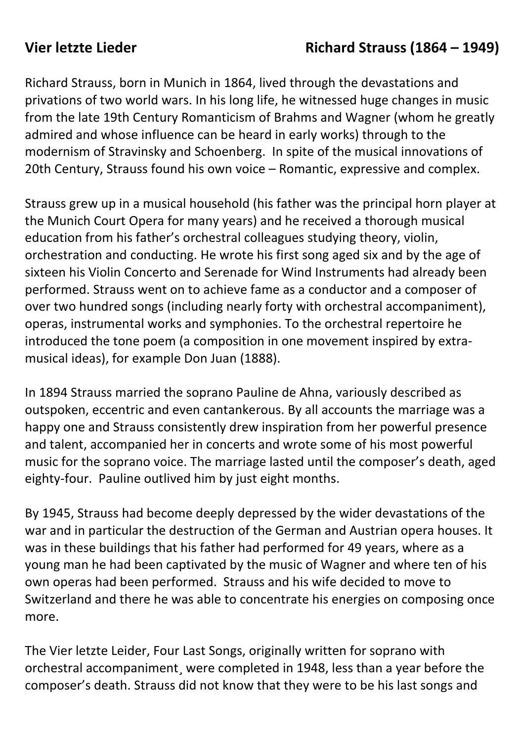**Vier letzte Lieder** **Richard Strauss (1864 – 1949)**

Richard Strauss, born in Munich in 1864, lived through the devastations and privations of two world wars. In his long life, he witnessed huge changes in music from the late 19th Century Romanticism of Brahms and Wagner (whom he greatly admired and whose influence can be heard in early works) through to the modernism of Stravinsky and Schoenberg. In spite of the musical innovations of 20th Century, Strauss found his own voice – Romantic, expressive and complex.

Strauss grew up in a musical household (his father was the principal horn player at the Munich Court Opera for many years) and he received a thorough musical education from his father's orchestral colleagues studying theory, violin, orchestration and conducting. He wrote his first song aged six and by the age of sixteen his Violin Concerto and Serenade for Wind Instruments had already been performed. Strauss went on to achieve fame as a conductor and a composer of over two hundred songs (including nearly forty with orchestral accompaniment), operas, instrumental works and symphonies. To the orchestral repertoire he introduced the tone poem (a composition in one movement inspired by extra-musical ideas), for example Don Juan (1888).

In 1894 Strauss married the soprano Pauline de Ahna, variously described as outspoken, eccentric and even cantankerous. By all accounts the marriage was a happy one and Strauss consistently drew inspiration from her powerful presence and talent, accompanied her in concerts and wrote some of his most powerful music for the soprano voice. The marriage lasted until the composer's death, aged eighty-four. Pauline outlived him by just eight months.

By 1945, Strauss had become deeply depressed by the wider devastations of the war and in particular the destruction of the German and Austrian opera houses. It was in these buildings that his father had performed for 49 years, where as a young man he had been captivated by the music of Wagner and where ten of his own operas had been performed. Strauss and his wife decided to move to Switzerland and there he was able to concentrate his energies on composing once more.

The Vier letzte Leider, Four Last Songs, originally written for soprano with orchestral accompaniment¸ were completed in 1948, less than a year before the composer's death. Strauss did not know that they were to be his last songs and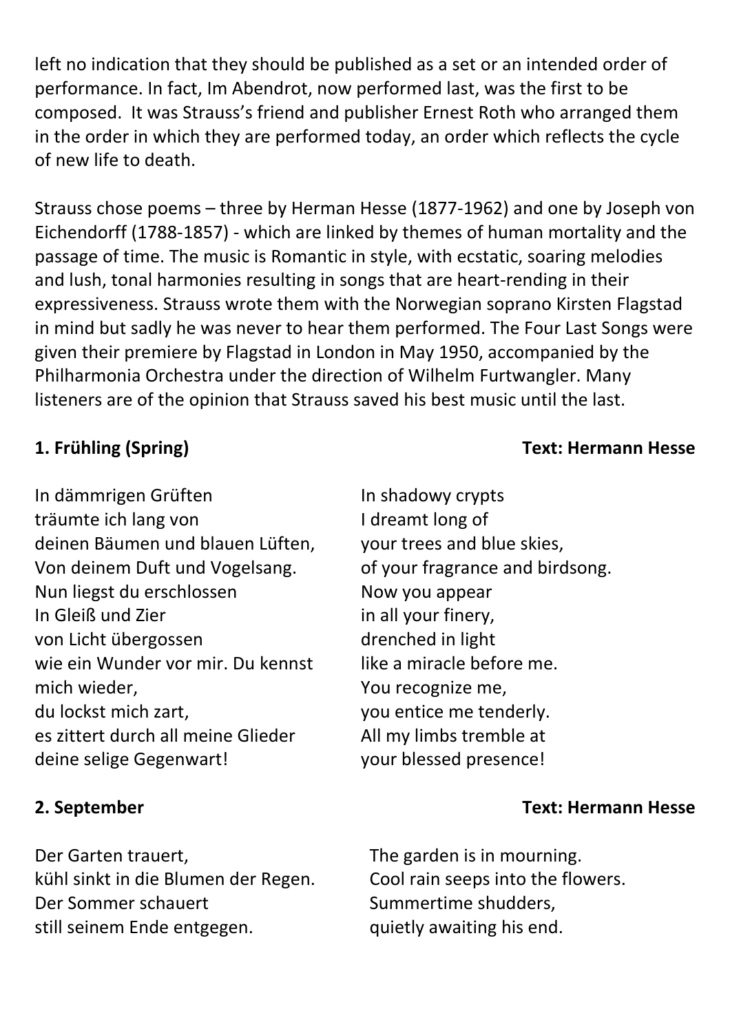left no indication that they should be published as a set or an intended order of performance. In fact, Im Abendrot, now performed last, was the first to be composed. It was Strauss's friend and publisher Ernest Roth who arranged them in the order in which they are performed today, an order which reflects the cycle of new life to death.

Strauss chose poems – three by Herman Hesse (1877-1962) and one by Joseph von Eichendorff (1788-1857) - which are linked by themes of human mortality and the passage of time. The music is Romantic in style, with ecstatic, soaring melodies and lush, tonal harmonies resulting in songs that are heart-rending in their expressiveness. Strauss wrote them with the Norwegian soprano Kirsten Flagstad in mind but sadly he was never to hear them performed. The Four Last Songs were given their premiere by Flagstad in London in May 1950, accompanied by the Philharmonia Orchestra under the direction of Wilhelm Furtwangler. Many listeners are of the opinion that Strauss saved his best music until the last.

**1. Frühling (Spring)** **Text: Hermann Hesse**

In dämmrigen Grüften
träumte ich lang von
deinen Bäumen und blauen Lüften,
Von deinem Duft und Vogelsang.
Nun liegst du erschlossen
In Gleiß und Zier
von Licht übergossen
wie ein Wunder vor mir. Du kennst mich wieder,
du lockst mich zart,
es zittert durch all meine Glieder
deine selige Gegenwart!

In shadowy crypts
I dreamt long of
your trees and blue skies,
of your fragrance and birdsong.
Now you appear
in all your finery,
drenched in light
like a miracle before me.
You recognize me,
you entice me tenderly.
All my limbs tremble at
your blessed presence!

**2. September** **Text: Hermann Hesse**

Der Garten trauert,
kühl sinkt in die Blumen der Regen.
Der Sommer schauert
still seinem Ende entgegen.

The garden is in mourning.
Cool rain seeps into the flowers.
Summertime shudders,
quietly awaiting his end.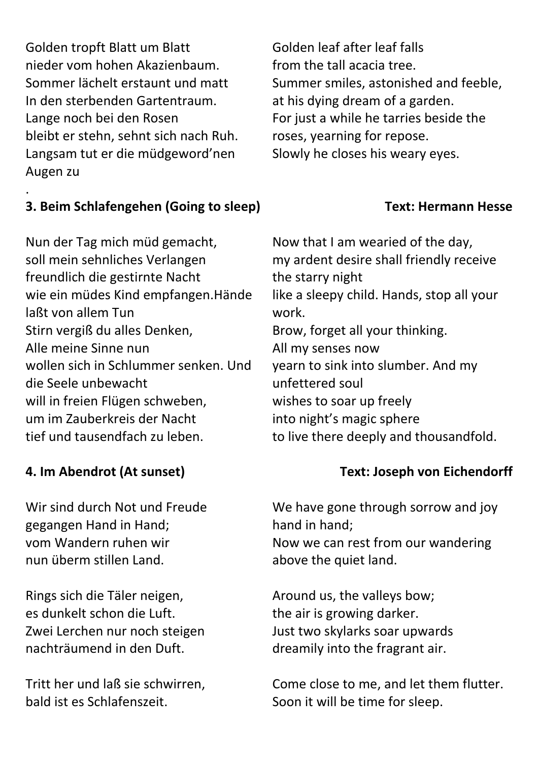Golden tropft Blatt um Blatt
nieder vom hohen Akazienbaum.
Sommer lächelt erstaunt und matt
In den sterbenden Gartentraum.
Lange noch bei den Rosen
bleibt er stehn, sehnt sich nach Ruh.
Langsam tut er die müdgeword'nen
Augen zu
.

Golden leaf after leaf falls
from the tall acacia tree.
Summer smiles, astonished and feeble,
at his dying dream of a garden.
For just a while he tarries beside the
roses, yearning for repose.
Slowly he closes his weary eyes.

### 3. Beim Schlafengehen (Going to sleep) — Text: Hermann Hesse

Nun der Tag mich müd gemacht,
soll mein sehnliches Verlangen
freundlich die gestirnte Nacht
wie ein müdes Kind empfangen.Hände
laßt von allem Tun
Stirn vergiß du alles Denken,
Alle meine Sinne nun
wollen sich in Schlummer senken. Und
die Seele unbewacht
will in freien Flügen schweben,
um im Zauberkreis der Nacht
tief und tausendfach zu leben.

Now that I am wearied of the day,
my ardent desire shall friendly receive
the starry night
like a sleepy child. Hands, stop all your
work.
Brow, forget all your thinking.
All my senses now
yearn to sink into slumber. And my
unfettered soul
wishes to soar up freely
into night's magic sphere
to live there deeply and thousandfold.

### 4. Im Abendrot (At sunset) — Text: Joseph von Eichendorff

Wir sind durch Not und Freude
gegangen Hand in Hand;
vom Wandern ruhen wir
nun überm stillen Land.

Rings sich die Täler neigen,
es dunkelt schon die Luft.
Zwei Lerchen nur noch steigen
nachträumend in den Duft.

Tritt her und laß sie schwirren,
bald ist es Schlafenszeit.

We have gone through sorrow and joy
hand in hand;
Now we can rest from our wandering
above the quiet land.

Around us, the valleys bow;
the air is growing darker.
Just two skylarks soar upwards
dreamily into the fragrant air.

Come close to me, and let them flutter.
Soon it will be time for sleep.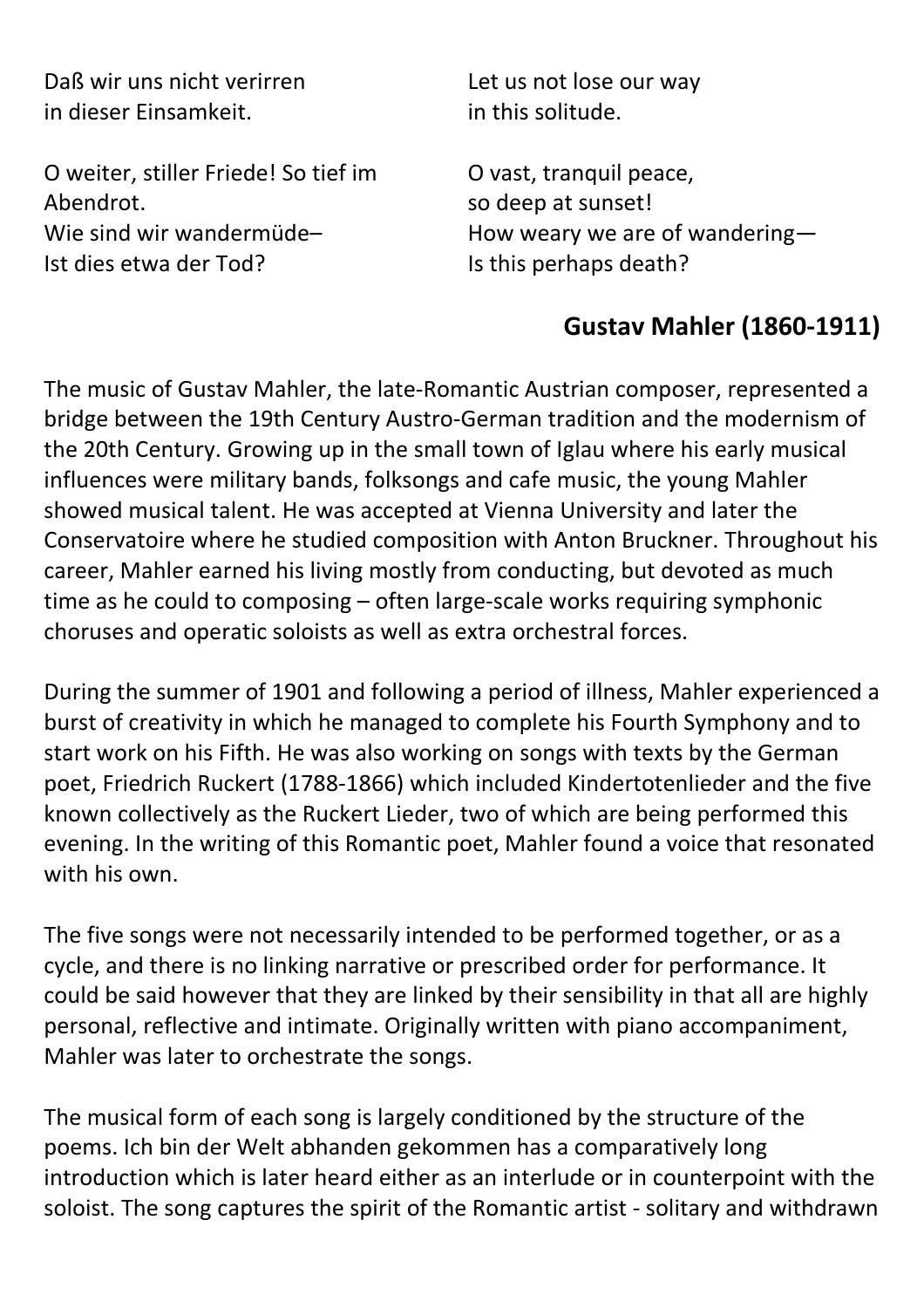| | |
|---|---|
| Daß wir uns nicht verirren<br>in dieser Einsamkeit. | Let us not lose our way<br>in this solitude. |
| O weiter, stiller Friede! So tief im Abendrot.<br>Wie sind wir wandermüde–<br>Ist dies etwa der Tod? | O vast, tranquil peace,<br>so deep at sunset!<br>How weary we are of wandering—<br>Is this perhaps death? |

## Gustav Mahler (1860-1911)

The music of Gustav Mahler, the late-Romantic Austrian composer, represented a bridge between the 19th Century Austro-German tradition and the modernism of the 20th Century. Growing up in the small town of Iglau where his early musical influences were military bands, folksongs and cafe music, the young Mahler showed musical talent. He was accepted at Vienna University and later the Conservatoire where he studied composition with Anton Bruckner. Throughout his career, Mahler earned his living mostly from conducting, but devoted as much time as he could to composing – often large-scale works requiring symphonic choruses and operatic soloists as well as extra orchestral forces.

During the summer of 1901 and following a period of illness, Mahler experienced a burst of creativity in which he managed to complete his Fourth Symphony and to start work on his Fifth. He was also working on songs with texts by the German poet, Friedrich Ruckert (1788-1866) which included Kindertotenlieder and the five known collectively as the Ruckert Lieder, two of which are being performed this evening. In the writing of this Romantic poet, Mahler found a voice that resonated with his own.

The five songs were not necessarily intended to be performed together, or as a cycle, and there is no linking narrative or prescribed order for performance. It could be said however that they are linked by their sensibility in that all are highly personal, reflective and intimate. Originally written with piano accompaniment, Mahler was later to orchestrate the songs.

The musical form of each song is largely conditioned by the structure of the poems. Ich bin der Welt abhanden gekommen has a comparatively long introduction which is later heard either as an interlude or in counterpoint with the soloist. The song captures the spirit of the Romantic artist - solitary and withdrawn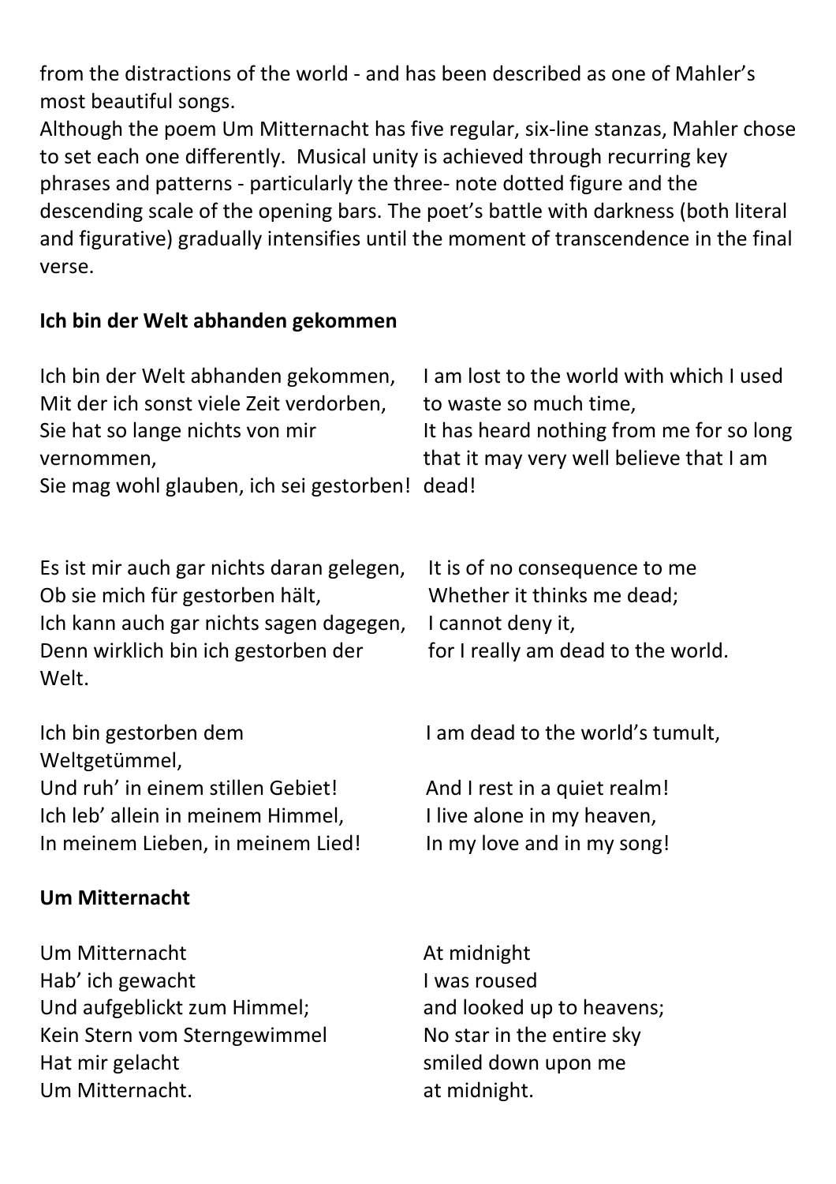from the distractions of the world - and has been described as one of Mahler's most beautiful songs.

Although the poem Um Mitternacht has five regular, six-line stanzas, Mahler chose to set each one differently. Musical unity is achieved through recurring key phrases and patterns - particularly the three- note dotted figure and the descending scale of the opening bars. The poet's battle with darkness (both literal and figurative) gradually intensifies until the moment of transcendence in the final verse.

**Ich bin der Welt abhanden gekommen**

| | |
|---|---|
| Ich bin der Welt abhanden gekommen,<br>Mit der ich sonst viele Zeit verdorben,<br>Sie hat so lange nichts von mir vernommen,<br>Sie mag wohl glauben, ich sei gestorben! | I am lost to the world with which I used to waste so much time,<br>It has heard nothing from me for so long that it may very well believe that I am dead! |
| Es ist mir auch gar nichts daran gelegen,<br>Ob sie mich für gestorben hält,<br>Ich kann auch gar nichts sagen dagegen,<br>Denn wirklich bin ich gestorben der Welt. | It is of no consequence to me<br>Whether it thinks me dead;<br>I cannot deny it,<br>for I really am dead to the world. |
| Ich bin gestorben dem Weltgetümmel,<br>Und ruh' in einem stillen Gebiet!<br>Ich leb' allein in meinem Himmel,<br>In meinem Lieben, in meinem Lied! | I am dead to the world's tumult,<br>And I rest in a quiet realm!<br>I live alone in my heaven,<br>In my love and in my song! |

**Um Mitternacht**

| | |
|---|---|
| Um Mitternacht<br>Hab' ich gewacht<br>Und aufgeblickt zum Himmel;<br>Kein Stern vom Sterngewimmel<br>Hat mir gelacht<br>Um Mitternacht. | At midnight<br>I was roused<br>and looked up to heavens;<br>No star in the entire sky<br>smiled down upon me<br>at midnight. |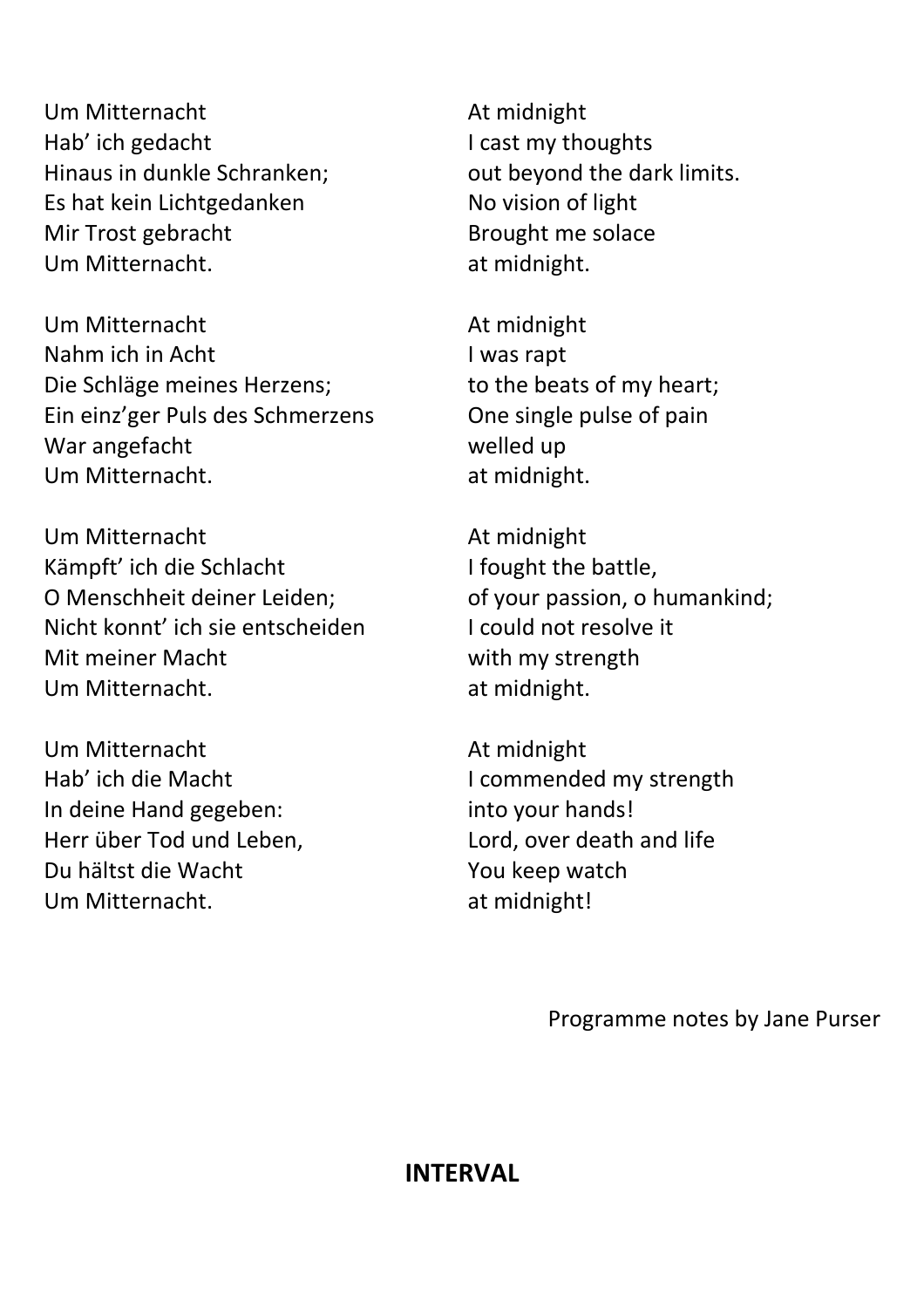| | |
|---|---|
| Um Mitternacht<br>Hab’ ich gedacht<br>Hinaus in dunkle Schranken;<br>Es hat kein Lichtgedanken<br>Mir Trost gebracht<br>Um Mitternacht. | At midnight<br>I cast my thoughts<br>out beyond the dark limits.<br>No vision of light<br>Brought me solace<br>at midnight. |
| Um Mitternacht<br>Nahm ich in Acht<br>Die Schläge meines Herzens;<br>Ein einz’ger Puls des Schmerzens<br>War angefacht<br>Um Mitternacht. | At midnight<br>I was rapt<br>to the beats of my heart;<br>One single pulse of pain<br>welled up<br>at midnight. |
| Um Mitternacht<br>Kämpft’ ich die Schlacht<br>O Menschheit deiner Leiden;<br>Nicht konnt’ ich sie entscheiden<br>Mit meiner Macht<br>Um Mitternacht. | At midnight<br>I fought the battle,<br>of your passion, o humankind;<br>I could not resolve it<br>with my strength<br>at midnight. |
| Um Mitternacht<br>Hab’ ich die Macht<br>In deine Hand gegeben:<br>Herr über Tod und Leben,<br>Du hältst die Wacht<br>Um Mitternacht. | At midnight<br>I commended my strength<br>into your hands!<br>Lord, over death and life<br>You keep watch<br>at midnight! |

Programme notes by Jane Purser

**INTERVAL**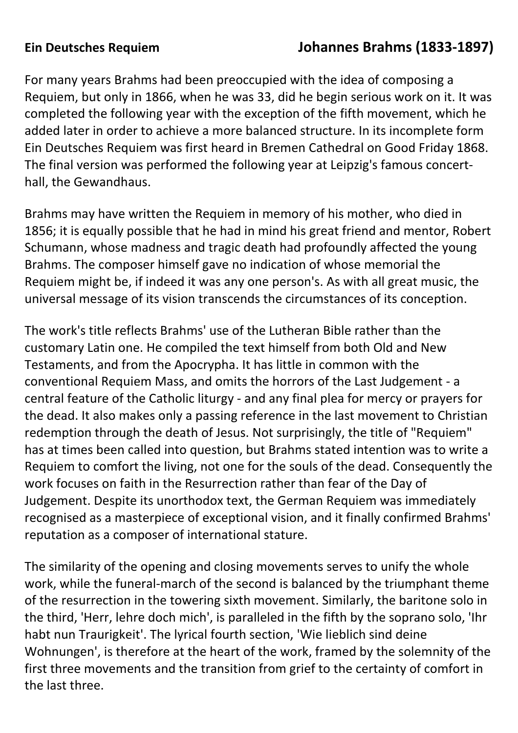**Ein Deutsches Requiem** **Johannes Brahms (1833-1897)**

For many years Brahms had been preoccupied with the idea of composing a Requiem, but only in 1866, when he was 33, did he begin serious work on it. It was completed the following year with the exception of the fifth movement, which he added later in order to achieve a more balanced structure. In its incomplete form Ein Deutsches Requiem was first heard in Bremen Cathedral on Good Friday 1868. The final version was performed the following year at Leipzig's famous concert-hall, the Gewandhaus.

Brahms may have written the Requiem in memory of his mother, who died in 1856; it is equally possible that he had in mind his great friend and mentor, Robert Schumann, whose madness and tragic death had profoundly affected the young Brahms. The composer himself gave no indication of whose memorial the Requiem might be, if indeed it was any one person's. As with all great music, the universal message of its vision transcends the circumstances of its conception.

The work's title reflects Brahms' use of the Lutheran Bible rather than the customary Latin one. He compiled the text himself from both Old and New Testaments, and from the Apocrypha. It has little in common with the conventional Requiem Mass, and omits the horrors of the Last Judgement - a central feature of the Catholic liturgy - and any final plea for mercy or prayers for the dead. It also makes only a passing reference in the last movement to Christian redemption through the death of Jesus. Not surprisingly, the title of "Requiem" has at times been called into question, but Brahms stated intention was to write a Requiem to comfort the living, not one for the souls of the dead. Consequently the work focuses on faith in the Resurrection rather than fear of the Day of Judgement. Despite its unorthodox text, the German Requiem was immediately recognised as a masterpiece of exceptional vision, and it finally confirmed Brahms' reputation as a composer of international stature.

The similarity of the opening and closing movements serves to unify the whole work, while the funeral-march of the second is balanced by the triumphant theme of the resurrection in the towering sixth movement. Similarly, the baritone solo in the third, 'Herr, lehre doch mich', is paralleled in the fifth by the soprano solo, 'Ihr habt nun Traurigkeit'. The lyrical fourth section, 'Wie lieblich sind deine Wohnungen', is therefore at the heart of the work, framed by the solemnity of the first three movements and the transition from grief to the certainty of comfort in the last three.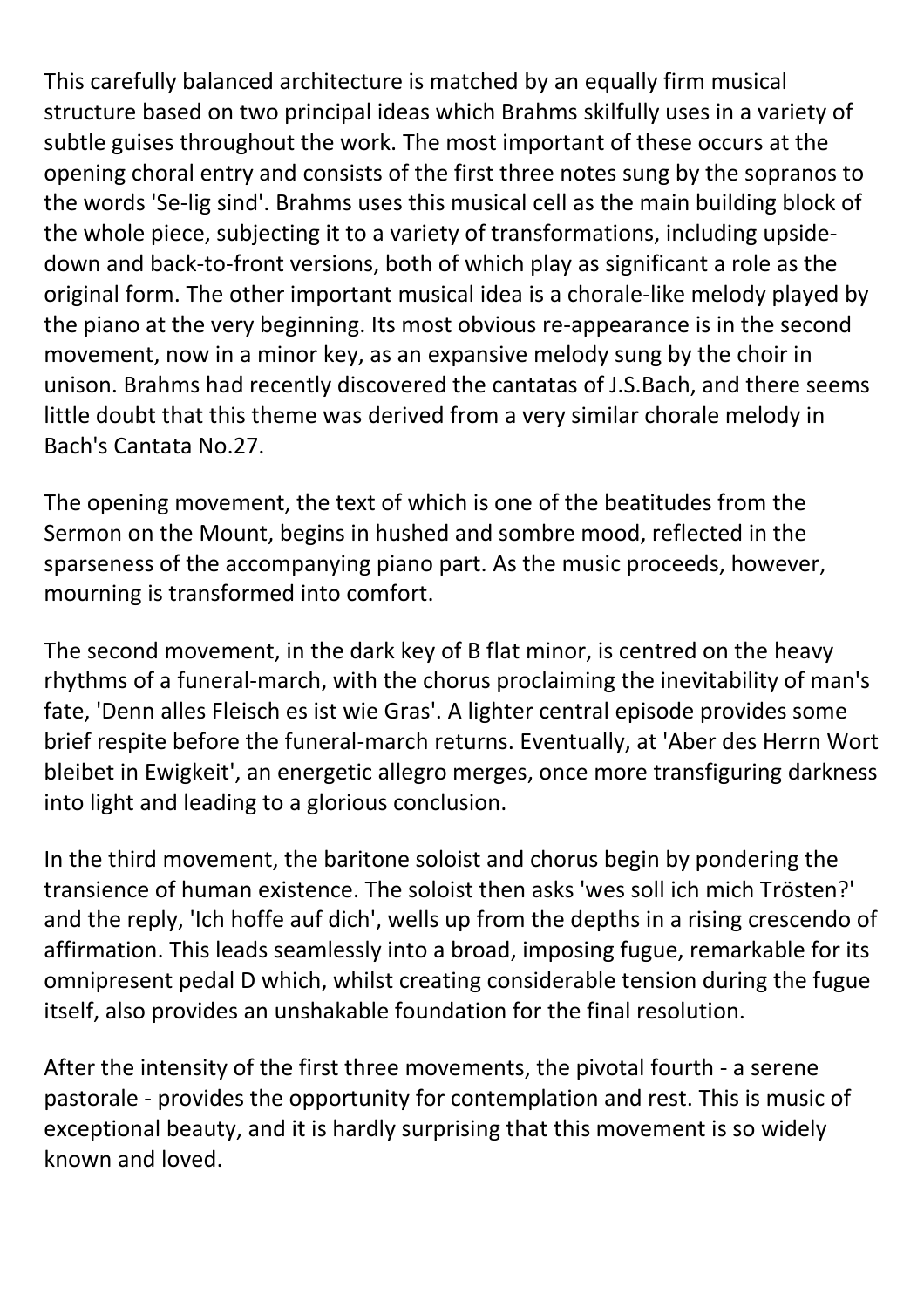This carefully balanced architecture is matched by an equally firm musical structure based on two principal ideas which Brahms skilfully uses in a variety of subtle guises throughout the work. The most important of these occurs at the opening choral entry and consists of the first three notes sung by the sopranos to the words 'Se-lig sind'. Brahms uses this musical cell as the main building block of the whole piece, subjecting it to a variety of transformations, including upside-down and back-to-front versions, both of which play as significant a role as the original form. The other important musical idea is a chorale-like melody played by the piano at the very beginning. Its most obvious re-appearance is in the second movement, now in a minor key, as an expansive melody sung by the choir in unison. Brahms had recently discovered the cantatas of J.S.Bach, and there seems little doubt that this theme was derived from a very similar chorale melody in Bach's Cantata No.27.

The opening movement, the text of which is one of the beatitudes from the Sermon on the Mount, begins in hushed and sombre mood, reflected in the sparseness of the accompanying piano part. As the music proceeds, however, mourning is transformed into comfort.

The second movement, in the dark key of B flat minor, is centred on the heavy rhythms of a funeral-march, with the chorus proclaiming the inevitability of man's fate, 'Denn alles Fleisch es ist wie Gras'. A lighter central episode provides some brief respite before the funeral-march returns. Eventually, at 'Aber des Herrn Wort bleibet in Ewigkeit', an energetic allegro merges, once more transfiguring darkness into light and leading to a glorious conclusion.

In the third movement, the baritone soloist and chorus begin by pondering the transience of human existence. The soloist then asks 'wes soll ich mich Trösten?' and the reply, 'Ich hoffe auf dich', wells up from the depths in a rising crescendo of affirmation. This leads seamlessly into a broad, imposing fugue, remarkable for its omnipresent pedal D which, whilst creating considerable tension during the fugue itself, also provides an unshakable foundation for the final resolution.

After the intensity of the first three movements, the pivotal fourth - a serene pastorale - provides the opportunity for contemplation and rest. This is music of exceptional beauty, and it is hardly surprising that this movement is so widely known and loved.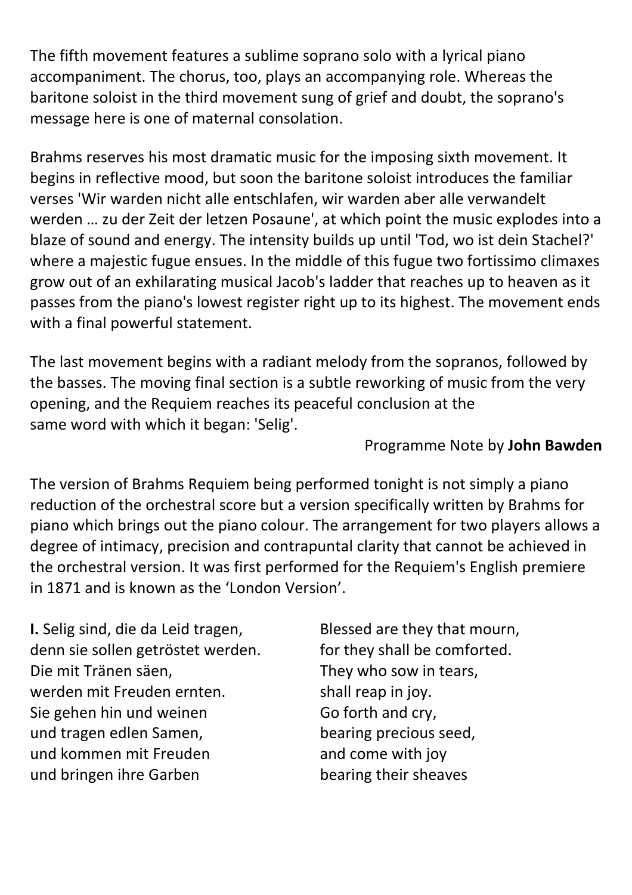The fifth movement features a sublime soprano solo with a lyrical piano accompaniment. The chorus, too, plays an accompanying role. Whereas the baritone soloist in the third movement sung of grief and doubt, the soprano's message here is one of maternal consolation.

Brahms reserves his most dramatic music for the imposing sixth movement. It begins in reflective mood, but soon the baritone soloist introduces the familiar verses 'Wir warden nicht alle entschlafen, wir warden aber alle verwandelt werden … zu der Zeit der letzen Posaune', at which point the music explodes into a blaze of sound and energy. The intensity builds up until 'Tod, wo ist dein Stachel?' where a majestic fugue ensues. In the middle of this fugue two fortissimo climaxes grow out of an exhilarating musical Jacob's ladder that reaches up to heaven as it passes from the piano's lowest register right up to its highest. The movement ends with a final powerful statement.

The last movement begins with a radiant melody from the sopranos, followed by the basses. The moving final section is a subtle reworking of music from the very opening, and the Requiem reaches its peaceful conclusion at the same word with which it began: 'Selig'.

Programme Note by **John Bawden**

The version of Brahms Requiem being performed tonight is not simply a piano reduction of the orchestral score but a version specifically written by Brahms for piano which brings out the piano colour. The arrangement for two players allows a degree of intimacy, precision and contrapuntal clarity that cannot be achieved in the orchestral version. It was first performed for the Requiem's English premiere in 1871 and is known as the 'London Version'.

**I.** Selig sind, die da Leid tragen,
denn sie sollen getröstet werden.
Die mit Tränen säen,
werden mit Freuden ernten.
Sie gehen hin und weinen
und tragen edlen Samen,
und kommen mit Freuden
und bringen ihre Garben

Blessed are they that mourn,
for they shall be comforted.
They who sow in tears,
shall reap in joy.
Go forth and cry,
bearing precious seed,
and come with joy
bearing their sheaves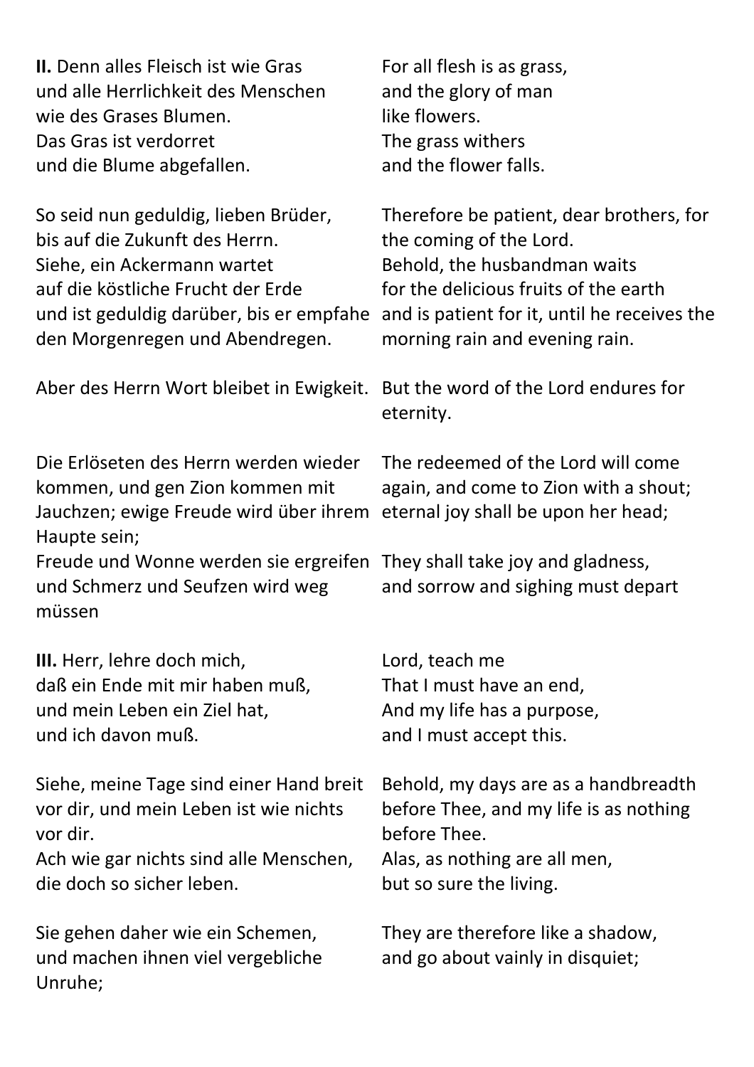| | |
|---|---|
| **II.** Denn alles Fleisch ist wie Gras<br>und alle Herrlichkeit des Menschen<br>wie des Grases Blumen.<br>Das Gras ist verdorret<br>und die Blume abgefallen. | For all flesh is as grass,<br>and the glory of man<br>like flowers.<br>The grass withers<br>and the flower falls. |
| So seid nun geduldig, lieben Brüder,<br>bis auf die Zukunft des Herrn.<br>Siehe, ein Ackermann wartet<br>auf die köstliche Frucht der Erde<br>und ist geduldig darüber, bis er empfahe<br>den Morgenregen und Abendregen. | Therefore be patient, dear brothers, for<br>the coming of the Lord.<br>Behold, the husbandman waits<br>for the delicious fruits of the earth<br>and is patient for it, until he receives the<br>morning rain and evening rain. |
| Aber des Herrn Wort bleibet in Ewigkeit. | But the word of the Lord endures for<br>eternity. |
| Die Erlöseten des Herrn werden wieder<br>kommen, und gen Zion kommen mit<br>Jauchzen; ewige Freude wird über ihrem<br>Haupte sein;<br>Freude und Wonne werden sie ergreifen<br>und Schmerz und Seufzen wird weg<br>müssen | The redeemed of the Lord will come<br>again, and come to Zion with a shout;<br>eternal joy shall be upon her head;<br>They shall take joy and gladness,<br>and sorrow and sighing must depart |
| **III.** Herr, lehre doch mich,<br>daß ein Ende mit mir haben muß,<br>und mein Leben ein Ziel hat,<br>und ich davon muß. | Lord, teach me<br>That I must have an end,<br>And my life has a purpose,<br>and I must accept this. |
| Siehe, meine Tage sind einer Hand breit<br>vor dir, und mein Leben ist wie nichts<br>vor dir.<br>Ach wie gar nichts sind alle Menschen,<br>die doch so sicher leben. | Behold, my days are as a handbreadth<br>before Thee, and my life is as nothing<br>before Thee.<br>Alas, as nothing are all men,<br>but so sure the living. |
| Sie gehen daher wie ein Schemen,<br>und machen ihnen viel vergebliche<br>Unruhe; | They are therefore like a shadow,<br>and go about vainly in disquiet; |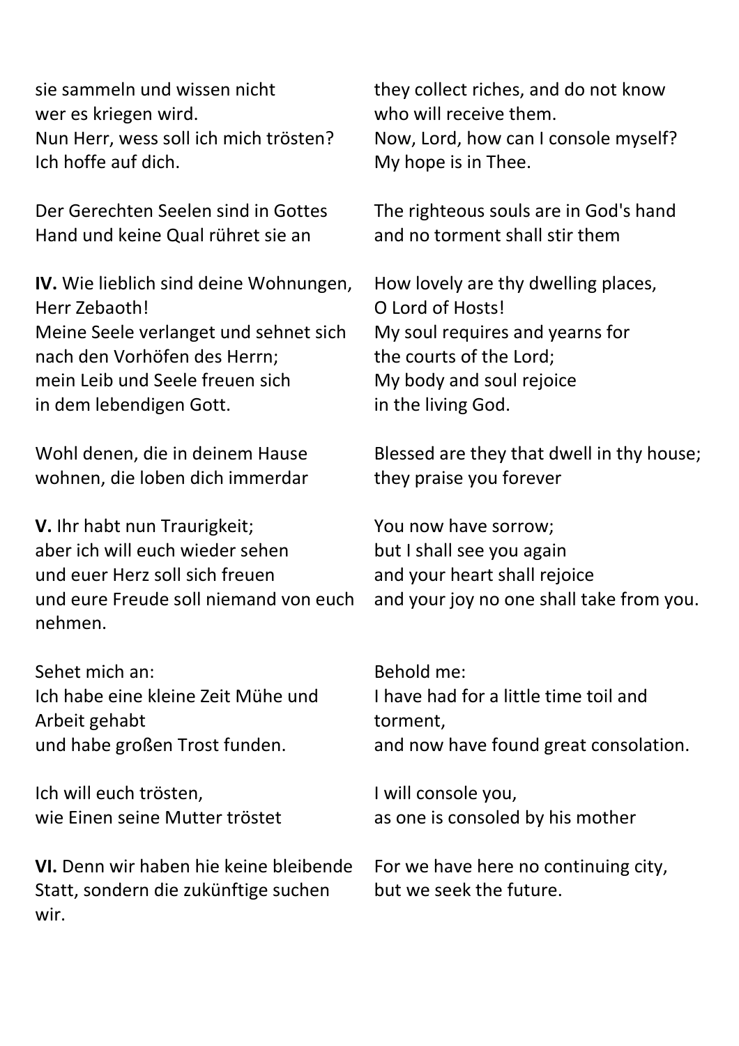| | |
|---|---|
| sie sammeln und wissen nicht<br>wer es kriegen wird.<br>Nun Herr, wess soll ich mich trösten?<br>Ich hoffe auf dich. | they collect riches, and do not know<br>who will receive them.<br>Now, Lord, how can I console myself?<br>My hope is in Thee. |
| Der Gerechten Seelen sind in Gottes<br>Hand und keine Qual rühret sie an | The righteous souls are in God's hand<br>and no torment shall stir them |
| **IV.** Wie lieblich sind deine Wohnungen,<br>Herr Zebaoth!<br>Meine Seele verlanget und sehnet sich<br>nach den Vorhöfen des Herrn;<br>mein Leib und Seele freuen sich<br>in dem lebendigen Gott. | How lovely are thy dwelling places,<br>O Lord of Hosts!<br>My soul requires and yearns for<br>the courts of the Lord;<br>My body and soul rejoice<br>in the living God. |
| Wohl denen, die in deinem Hause<br>wohnen, die loben dich immerdar | Blessed are they that dwell in thy house;<br>they praise you forever |
| **V.** Ihr habt nun Traurigkeit;<br>aber ich will euch wieder sehen<br>und euer Herz soll sich freuen<br>und eure Freude soll niemand von euch<br>nehmen. | You now have sorrow;<br>but I shall see you again<br>and your heart shall rejoice<br>and your joy no one shall take from you. |
| Sehet mich an:<br>Ich habe eine kleine Zeit Mühe und<br>Arbeit gehabt<br>und habe großen Trost funden. | Behold me:<br>I have had for a little time toil and<br>torment,<br>and now have found great consolation. |
| Ich will euch trösten,<br>wie Einen seine Mutter tröstet | I will console you,<br>as one is consoled by his mother |
| **VI.** Denn wir haben hie keine bleibende<br>Statt, sondern die zukünftige suchen<br>wir. | For we have here no continuing city,<br>but we seek the future. |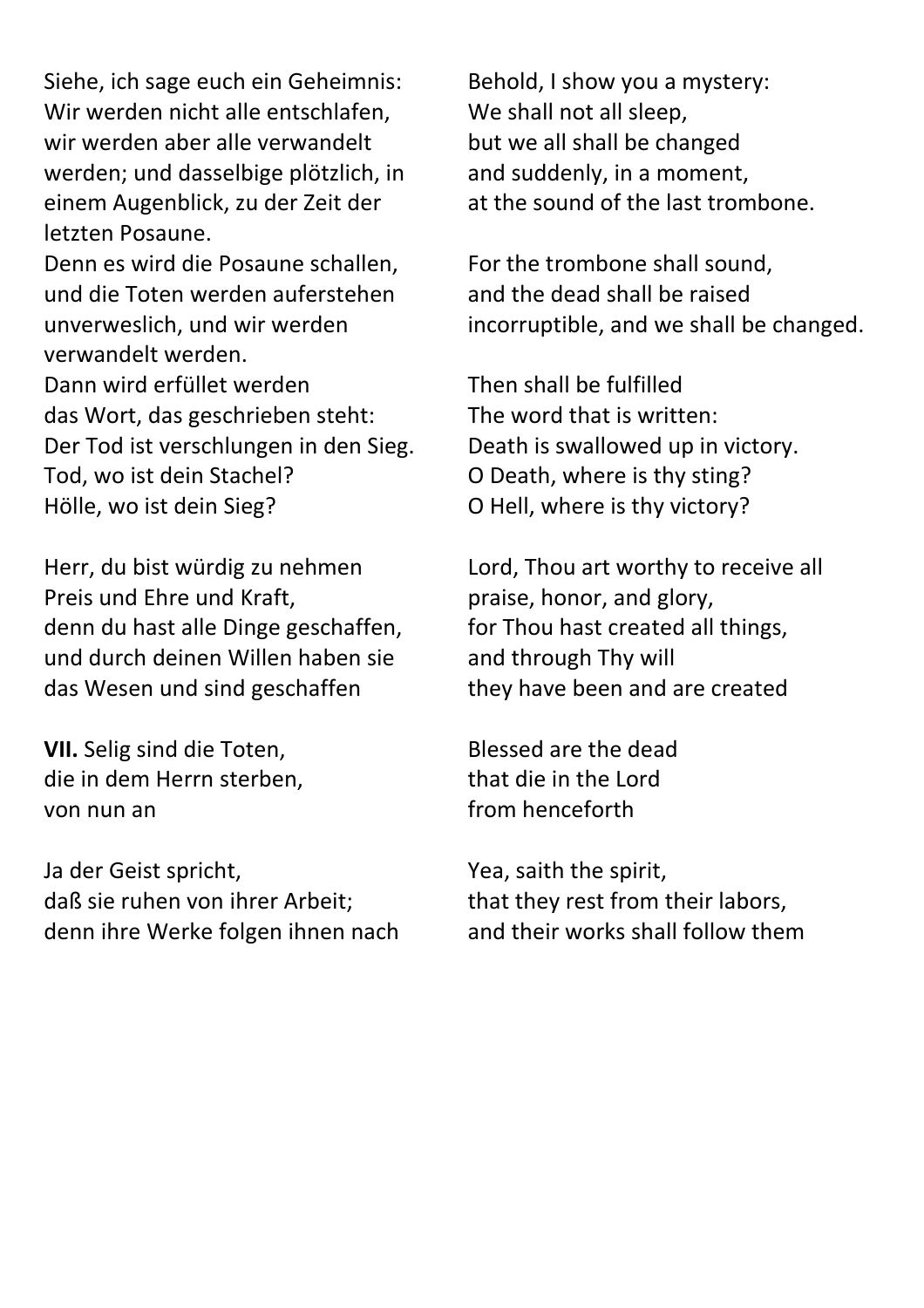| | |
|---|---|
| Siehe, ich sage euch ein Geheimnis:<br>Wir werden nicht alle entschlafen,<br>wir werden aber alle verwandelt werden; und dasselbige plötzlich, in einem Augenblick, zu der Zeit der letzten Posaune. | Behold, I show you a mystery:<br>We shall not all sleep,<br>but we all shall be changed<br>and suddenly, in a moment,<br>at the sound of the last trombone. |
| Denn es wird die Posaune schallen,<br>und die Toten werden auferstehen unverweslich, und wir werden verwandelt werden. | For the trombone shall sound,<br>and the dead shall be raised<br>incorruptible, and we shall be changed. |
| Dann wird erfüllet werden<br>das Wort, das geschrieben steht:<br>Der Tod ist verschlungen in den Sieg.<br>Tod, wo ist dein Stachel?<br>Hölle, wo ist dein Sieg? | Then shall be fulfilled<br>The word that is written:<br>Death is swallowed up in victory.<br>O Death, where is thy sting?<br>O Hell, where is thy victory? |
| Herr, du bist würdig zu nehmen<br>Preis und Ehre und Kraft,<br>denn du hast alle Dinge geschaffen,<br>und durch deinen Willen haben sie<br>das Wesen und sind geschaffen | Lord, Thou art worthy to receive all<br>praise, honor, and glory,<br>for Thou hast created all things,<br>and through Thy will<br>they have been and are created |
| **VII.** Selig sind die Toten,<br>die in dem Herrn sterben,<br>von nun an | Blessed are the dead<br>that die in the Lord<br>from henceforth |
| Ja der Geist spricht,<br>daß sie ruhen von ihrer Arbeit;<br>denn ihre Werke folgen ihnen nach | Yea, saith the spirit,<br>that they rest from their labors,<br>and their works shall follow them |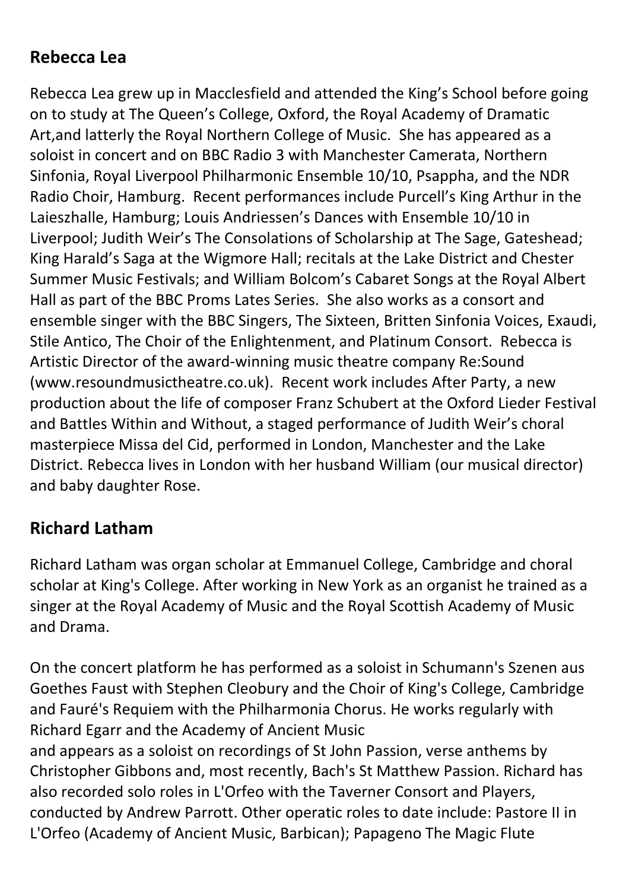## Rebecca Lea

Rebecca Lea grew up in Macclesfield and attended the King's School before going on to study at The Queen's College, Oxford, the Royal Academy of Dramatic Art,and latterly the Royal Northern College of Music. She has appeared as a soloist in concert and on BBC Radio 3 with Manchester Camerata, Northern Sinfonia, Royal Liverpool Philharmonic Ensemble 10/10, Psappha, and the NDR Radio Choir, Hamburg. Recent performances include Purcell's King Arthur in the Laieszhalle, Hamburg; Louis Andriessen's Dances with Ensemble 10/10 in Liverpool; Judith Weir's The Consolations of Scholarship at The Sage, Gateshead; King Harald's Saga at the Wigmore Hall; recitals at the Lake District and Chester Summer Music Festivals; and William Bolcom's Cabaret Songs at the Royal Albert Hall as part of the BBC Proms Lates Series. She also works as a consort and ensemble singer with the BBC Singers, The Sixteen, Britten Sinfonia Voices, Exaudi, Stile Antico, The Choir of the Enlightenment, and Platinum Consort. Rebecca is Artistic Director of the award-winning music theatre company Re:Sound (www.resoundmusictheatre.co.uk). Recent work includes After Party, a new production about the life of composer Franz Schubert at the Oxford Lieder Festival and Battles Within and Without, a staged performance of Judith Weir's choral masterpiece Missa del Cid, performed in London, Manchester and the Lake District. Rebecca lives in London with her husband William (our musical director) and baby daughter Rose.

## Richard Latham

Richard Latham was organ scholar at Emmanuel College, Cambridge and choral scholar at King's College. After working in New York as an organist he trained as a singer at the Royal Academy of Music and the Royal Scottish Academy of Music and Drama.

On the concert platform he has performed as a soloist in Schumann's Szenen aus Goethes Faust with Stephen Cleobury and the Choir of King's College, Cambridge and Fauré's Requiem with the Philharmonia Chorus. He works regularly with Richard Egarr and the Academy of Ancient Music and appears as a soloist on recordings of St John Passion, verse anthems by Christopher Gibbons and, most recently, Bach's St Matthew Passion. Richard has also recorded solo roles in L'Orfeo with the Taverner Consort and Players, conducted by Andrew Parrott. Other operatic roles to date include: Pastore II in L'Orfeo (Academy of Ancient Music, Barbican); Papageno The Magic Flute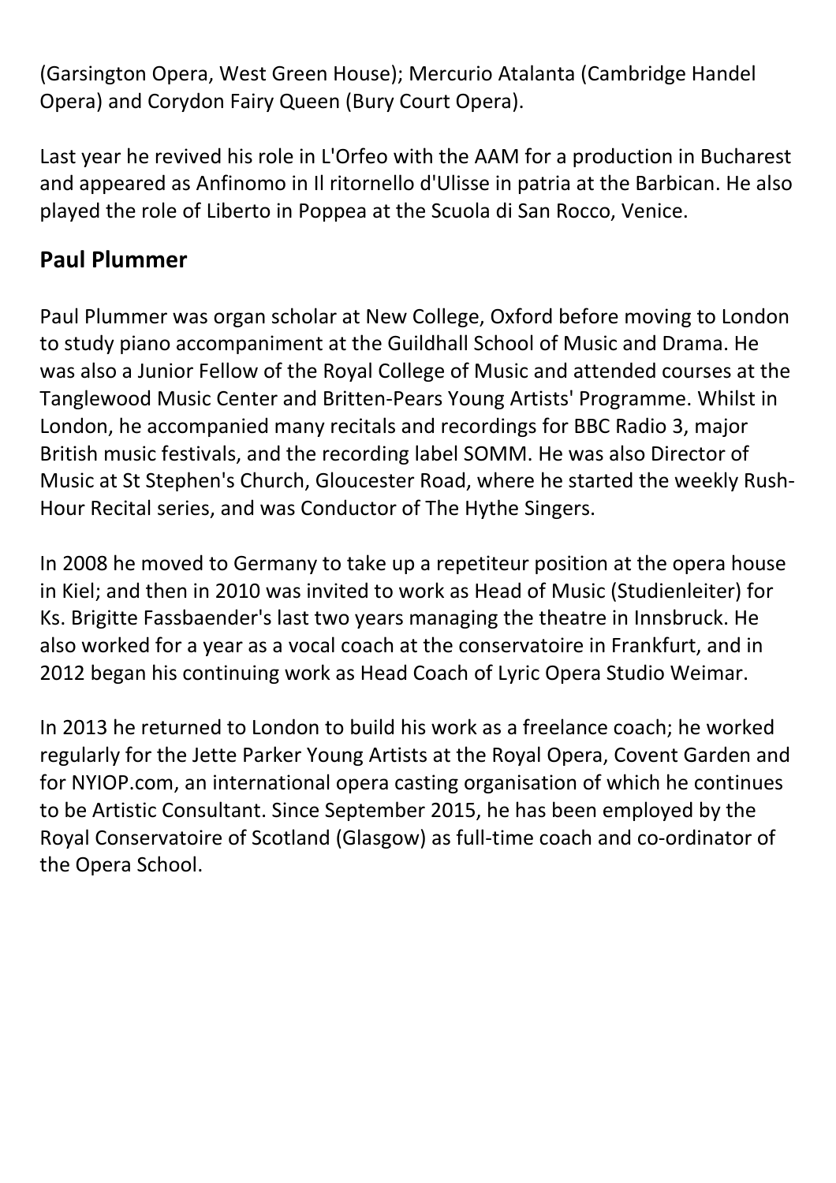(Garsington Opera, West Green House); Mercurio Atalanta (Cambridge Handel Opera) and Corydon Fairy Queen (Bury Court Opera).

Last year he revived his role in L'Orfeo with the AAM for a production in Bucharest and appeared as Anfinomo in Il ritornello d'Ulisse in patria at the Barbican. He also played the role of Liberto in Poppea at the Scuola di San Rocco, Venice.

## Paul Plummer

Paul Plummer was organ scholar at New College, Oxford before moving to London to study piano accompaniment at the Guildhall School of Music and Drama. He was also a Junior Fellow of the Royal College of Music and attended courses at the Tanglewood Music Center and Britten-Pears Young Artists' Programme. Whilst in London, he accompanied many recitals and recordings for BBC Radio 3, major British music festivals, and the recording label SOMM. He was also Director of Music at St Stephen's Church, Gloucester Road, where he started the weekly Rush-Hour Recital series, and was Conductor of The Hythe Singers.

In 2008 he moved to Germany to take up a repetiteur position at the opera house in Kiel; and then in 2010 was invited to work as Head of Music (Studienleiter) for Ks. Brigitte Fassbaender's last two years managing the theatre in Innsbruck. He also worked for a year as a vocal coach at the conservatoire in Frankfurt, and in 2012 began his continuing work as Head Coach of Lyric Opera Studio Weimar.

In 2013 he returned to London to build his work as a freelance coach; he worked regularly for the Jette Parker Young Artists at the Royal Opera, Covent Garden and for NYIOP.com, an international opera casting organisation of which he continues to be Artistic Consultant. Since September 2015, he has been employed by the Royal Conservatoire of Scotland (Glasgow) as full-time coach and co-ordinator of the Opera School.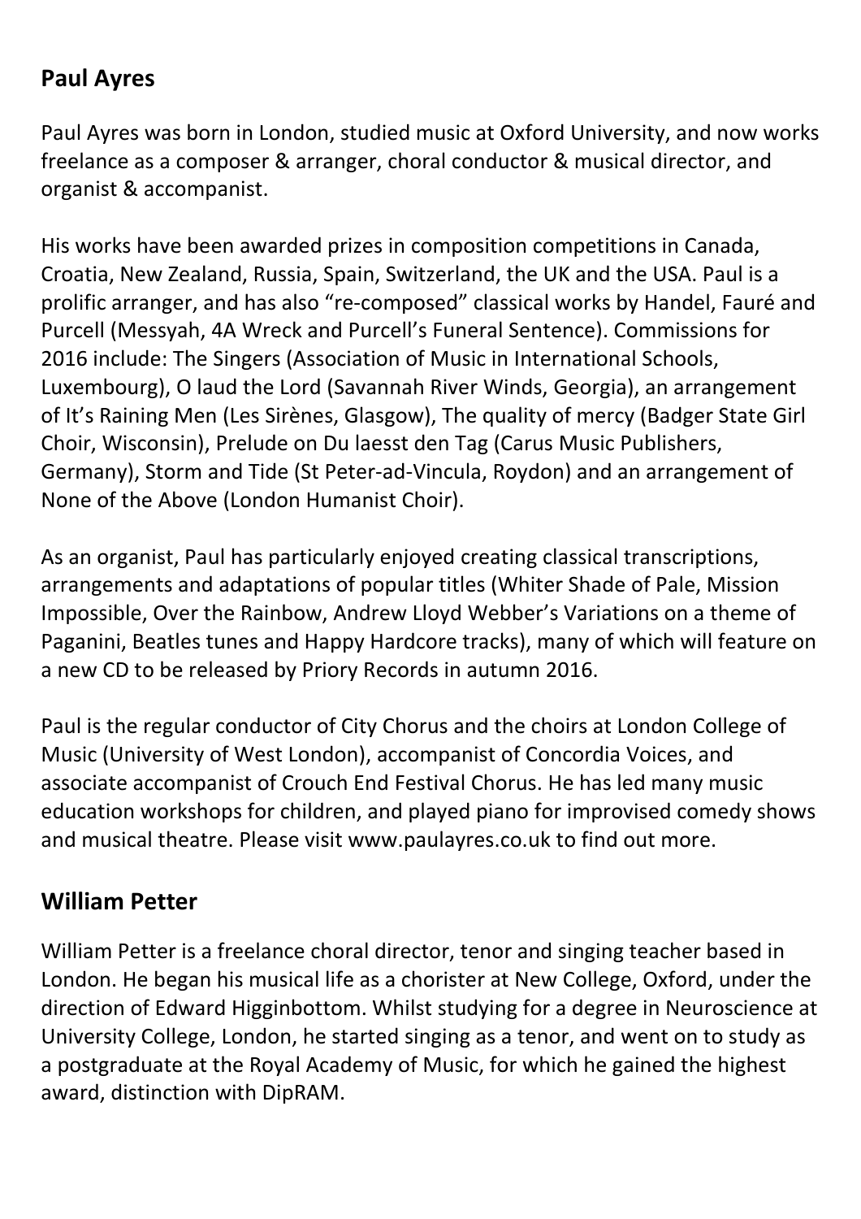## Paul Ayres

Paul Ayres was born in London, studied music at Oxford University, and now works freelance as a composer & arranger, choral conductor & musical director, and organist & accompanist.

His works have been awarded prizes in composition competitions in Canada, Croatia, New Zealand, Russia, Spain, Switzerland, the UK and the USA. Paul is a prolific arranger, and has also “re-composed” classical works by Handel, Fauré and Purcell (Messyah, 4A Wreck and Purcell’s Funeral Sentence). Commissions for 2016 include: The Singers (Association of Music in International Schools, Luxembourg), O laud the Lord (Savannah River Winds, Georgia), an arrangement of It’s Raining Men (Les Sirènes, Glasgow), The quality of mercy (Badger State Girl Choir, Wisconsin), Prelude on Du laesst den Tag (Carus Music Publishers, Germany), Storm and Tide (St Peter-ad-Vincula, Roydon) and an arrangement of None of the Above (London Humanist Choir).

As an organist, Paul has particularly enjoyed creating classical transcriptions, arrangements and adaptations of popular titles (Whiter Shade of Pale, Mission Impossible, Over the Rainbow, Andrew Lloyd Webber’s Variations on a theme of Paganini, Beatles tunes and Happy Hardcore tracks), many of which will feature on a new CD to be released by Priory Records in autumn 2016.

Paul is the regular conductor of City Chorus and the choirs at London College of Music (University of West London), accompanist of Concordia Voices, and associate accompanist of Crouch End Festival Chorus. He has led many music education workshops for children, and played piano for improvised comedy shows and musical theatre. Please visit www.paulayres.co.uk to find out more.

## William Petter

William Petter is a freelance choral director, tenor and singing teacher based in London. He began his musical life as a chorister at New College, Oxford, under the direction of Edward Higginbottom. Whilst studying for a degree in Neuroscience at University College, London, he started singing as a tenor, and went on to study as a postgraduate at the Royal Academy of Music, for which he gained the highest award, distinction with DipRAM.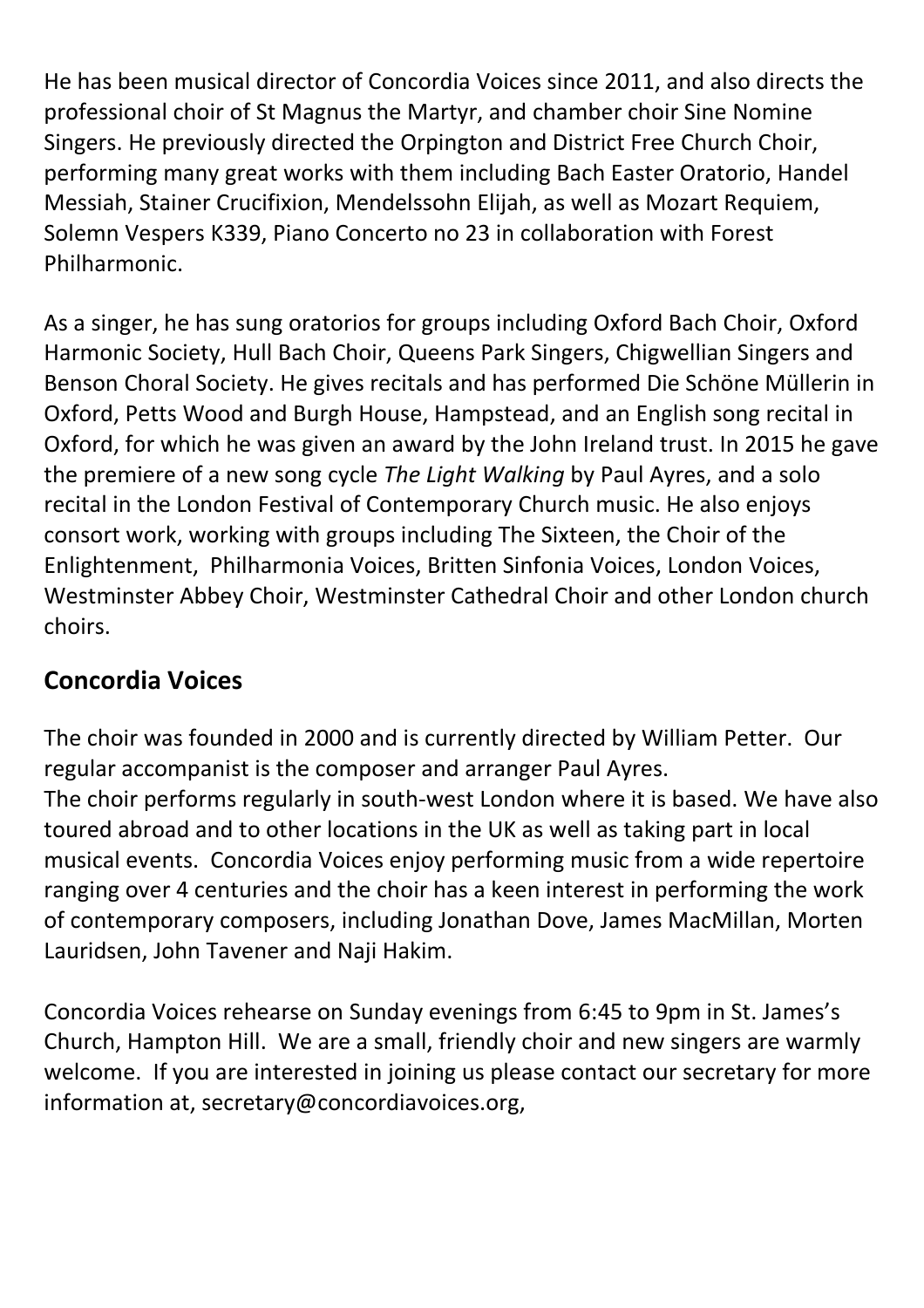He has been musical director of Concordia Voices since 2011, and also directs the professional choir of St Magnus the Martyr, and chamber choir Sine Nomine Singers. He previously directed the Orpington and District Free Church Choir, performing many great works with them including Bach Easter Oratorio, Handel Messiah, Stainer Crucifixion, Mendelssohn Elijah, as well as Mozart Requiem, Solemn Vespers K339, Piano Concerto no 23 in collaboration with Forest Philharmonic.

As a singer, he has sung oratorios for groups including Oxford Bach Choir, Oxford Harmonic Society, Hull Bach Choir, Queens Park Singers, Chigwellian Singers and Benson Choral Society. He gives recitals and has performed Die Schöne Müllerin in Oxford, Petts Wood and Burgh House, Hampstead, and an English song recital in Oxford, for which he was given an award by the John Ireland trust. In 2015 he gave the premiere of a new song cycle *The Light Walking* by Paul Ayres, and a solo recital in the London Festival of Contemporary Church music. He also enjoys consort work, working with groups including The Sixteen, the Choir of the Enlightenment, Philharmonia Voices, Britten Sinfonia Voices, London Voices, Westminster Abbey Choir, Westminster Cathedral Choir and other London church choirs.

## Concordia Voices

The choir was founded in 2000 and is currently directed by William Petter. Our regular accompanist is the composer and arranger Paul Ayres.
The choir performs regularly in south-west London where it is based. We have also toured abroad and to other locations in the UK as well as taking part in local musical events. Concordia Voices enjoy performing music from a wide repertoire ranging over 4 centuries and the choir has a keen interest in performing the work of contemporary composers, including Jonathan Dove, James MacMillan, Morten Lauridsen, John Tavener and Naji Hakim.

Concordia Voices rehearse on Sunday evenings from 6:45 to 9pm in St. James's Church, Hampton Hill. We are a small, friendly choir and new singers are warmly welcome. If you are interested in joining us please contact our secretary for more information at, secretary@concordiavoices.org,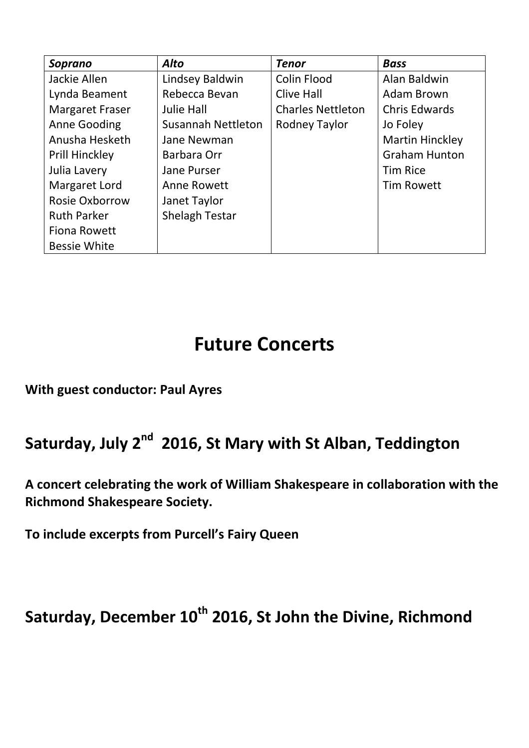| *Soprano* | *Alto* | *Tenor* | *Bass* |
|---|---|---|---|
| Jackie Allen | Lindsey Baldwin | Colin Flood | Alan Baldwin |
| Lynda Beament | Rebecca Bevan | Clive Hall | Adam Brown |
| Margaret Fraser | Julie Hall | Charles Nettleton | Chris Edwards |
| Anne Gooding | Susannah Nettleton | Rodney Taylor | Jo Foley |
| Anusha Hesketh | Jane Newman | | Martin Hinckley |
| Prill Hinckley | Barbara Orr | | Graham Hunton |
| Julia Lavery | Jane Purser | | Tim Rice |
| Margaret Lord | Anne Rowett | | Tim Rowett |
| Rosie Oxborrow | Janet Taylor | | |
| Ruth Parker | Shelagh Testar | | |
| Fiona Rowett | | | |
| Bessie White | | | |

# Future Concerts

**With guest conductor: Paul Ayres**

## Saturday, July 2nd 2016, St Mary with St Alban, Teddington

**A concert celebrating the work of William Shakespeare in collaboration with the Richmond Shakespeare Society.**

**To include excerpts from Purcell's Fairy Queen**

## Saturday, December 10th 2016, St John the Divine, Richmond